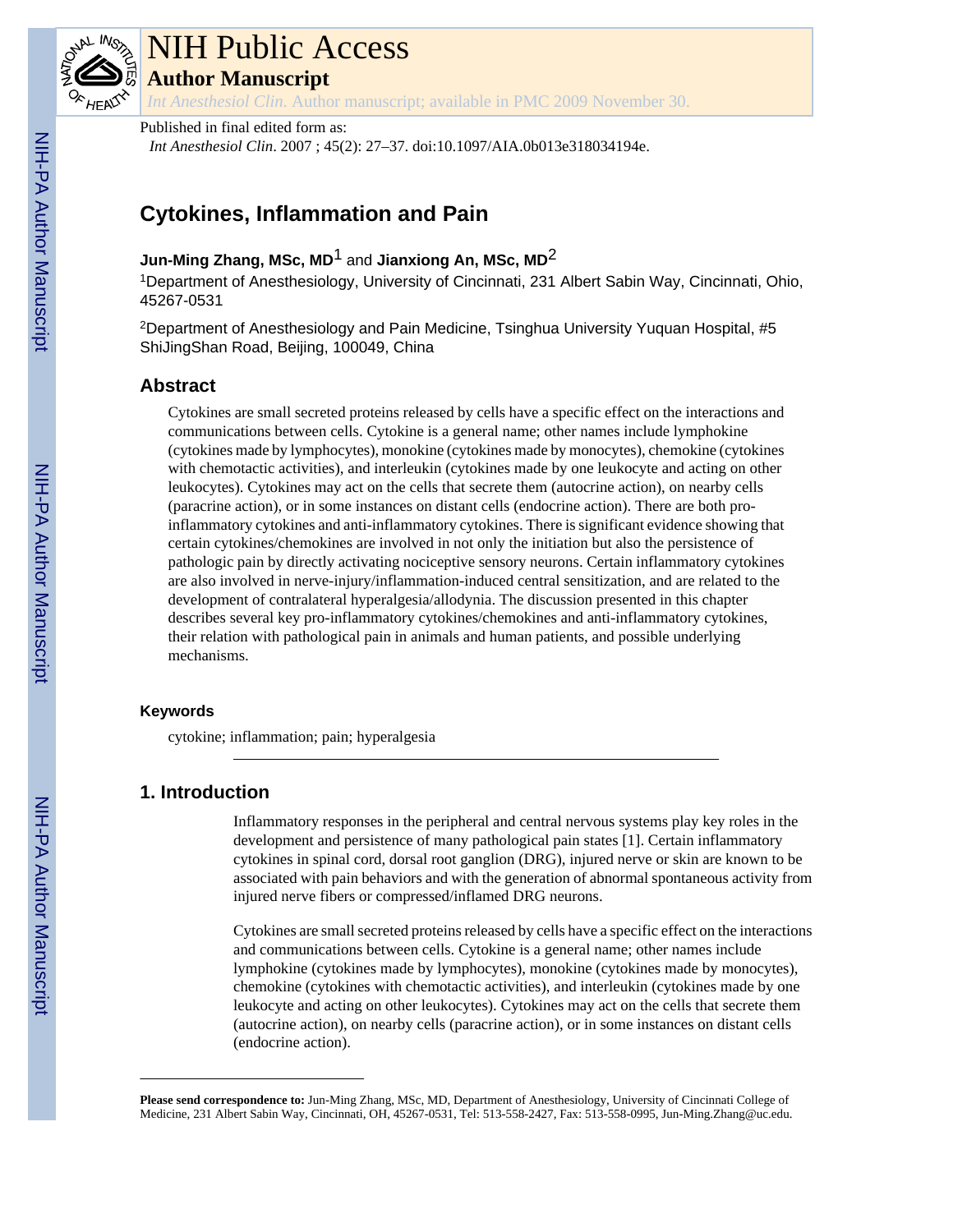# NIH Public Access

## Author Manuscript

*Int Anesthesiol Clin*. Author manuscript; available in PMC 2009 November 30.

Published in final edited form as:

*Int Anesthesiol Clin*. 2007 ; 45(2): 27–37. doi:10.1097/AIA.0b013e318034194e.

# Cytokines, Inflammation and Pain

**Jun-Ming Zhang, MSc, MD**[1] and **Jianxiong An, MSc, MD**[2]

[1]Department of Anesthesiology, University of Cincinnati, 231 Albert Sabin Way, Cincinnati, Ohio, 45267-0531

[2]Department of Anesthesiology and Pain Medicine, Tsinghua University Yuquan Hospital, #5 ShiJingShan Road, Beijing, 100049, China

## Abstract

Cytokines are small secreted proteins released by cells have a specific effect on the interactions and communications between cells. Cytokine is a general name; other names include lymphokine (cytokines made by lymphocytes), monokine (cytokines made by monocytes), chemokine (cytokines with chemotactic activities), and interleukin (cytokines made by one leukocyte and acting on other leukocytes). Cytokines may act on the cells that secrete them (autocrine action), on nearby cells (paracrine action), or in some instances on distant cells (endocrine action). There are both pro-inflammatory cytokines and anti-inflammatory cytokines. There is significant evidence showing that certain cytokines/chemokines are involved in not only the initiation but also the persistence of pathologic pain by directly activating nociceptive sensory neurons. Certain inflammatory cytokines are also involved in nerve-injury/inflammation-induced central sensitization, and are related to the development of contralateral hyperalgesia/allodynia. The discussion presented in this chapter describes several key pro-inflammatory cytokines/chemokines and anti-inflammatory cytokines, their relation with pathological pain in animals and human patients, and possible underlying mechanisms.

### Keywords

cytokine; inflammation; pain; hyperalgesia

## 1. Introduction

Inflammatory responses in the peripheral and central nervous systems play key roles in the development and persistence of many pathological pain states [1]. Certain inflammatory cytokines in spinal cord, dorsal root ganglion (DRG), injured nerve or skin are known to be associated with pain behaviors and with the generation of abnormal spontaneous activity from injured nerve fibers or compressed/inflamed DRG neurons.

Cytokines are small secreted proteins released by cells have a specific effect on the interactions and communications between cells. Cytokine is a general name; other names include lymphokine (cytokines made by lymphocytes), monokine (cytokines made by monocytes), chemokine (cytokines with chemotactic activities), and interleukin (cytokines made by one leukocyte and acting on other leukocytes). Cytokines may act on the cells that secrete them (autocrine action), on nearby cells (paracrine action), or in some instances on distant cells (endocrine action).

**Please send correspondence to:** Jun-Ming Zhang, MSc, MD, Department of Anesthesiology, University of Cincinnati College of Medicine, 231 Albert Sabin Way, Cincinnati, OH, 45267-0531, Tel: 513-558-2427, Fax: 513-558-0995, Jun-Ming.Zhang@uc.edu.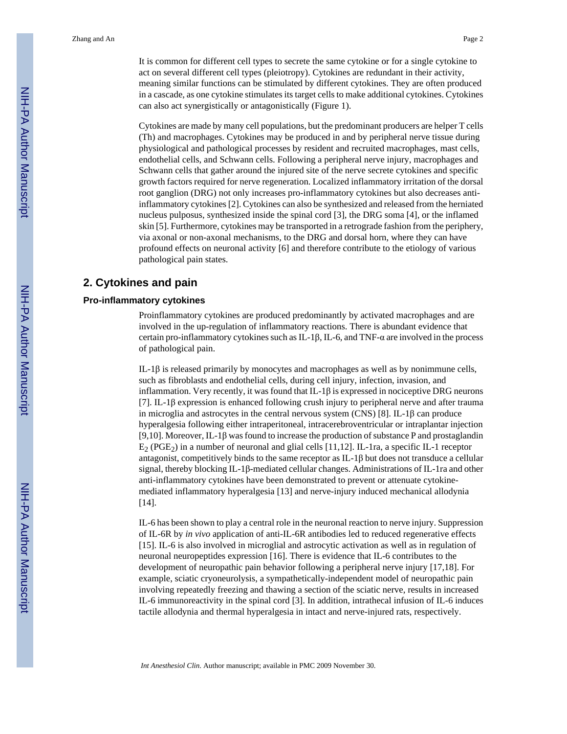It is common for different cell types to secrete the same cytokine or for a single cytokine to act on several different cell types (pleiotropy). Cytokines are redundant in their activity, meaning similar functions can be stimulated by different cytokines. They are often produced in a cascade, as one cytokine stimulates its target cells to make additional cytokines. Cytokines can also act synergistically or antagonistically (Figure 1).

Cytokines are made by many cell populations, but the predominant producers are helper T cells (Th) and macrophages. Cytokines may be produced in and by peripheral nerve tissue during physiological and pathological processes by resident and recruited macrophages, mast cells, endothelial cells, and Schwann cells. Following a peripheral nerve injury, macrophages and Schwann cells that gather around the injured site of the nerve secrete cytokines and specific growth factors required for nerve regeneration. Localized inflammatory irritation of the dorsal root ganglion (DRG) not only increases pro-inflammatory cytokines but also decreases anti-inflammatory cytokines [2]. Cytokines can also be synthesized and released from the herniated nucleus pulposus, synthesized inside the spinal cord [3], the DRG soma [4], or the inflamed skin [5]. Furthermore, cytokines may be transported in a retrograde fashion from the periphery, via axonal or non-axonal mechanisms, to the DRG and dorsal horn, where they can have profound effects on neuronal activity [6] and therefore contribute to the etiology of various pathological pain states.

## 2. Cytokines and pain

### Pro-inflammatory cytokines

Proinflammatory cytokines are produced predominantly by activated macrophages and are involved in the up-regulation of inflammatory reactions. There is abundant evidence that certain pro-inflammatory cytokines such as IL-1β, IL-6, and TNF-α are involved in the process of pathological pain.

IL-1β is released primarily by monocytes and macrophages as well as by nonimmune cells, such as fibroblasts and endothelial cells, during cell injury, infection, invasion, and inflammation. Very recently, it was found that IL-1β is expressed in nociceptive DRG neurons [7]. IL-1β expression is enhanced following crush injury to peripheral nerve and after trauma in microglia and astrocytes in the central nervous system (CNS) [8]. IL-1β can produce hyperalgesia following either intraperitoneal, intracerebroventricular or intraplantar injection [9,10]. Moreover, IL-1β was found to increase the production of substance P and prostaglandin $E_2$ ($PGE_2$) in a number of neuronal and glial cells [11,12]. IL-1ra, a specific IL-1 receptor antagonist, competitively binds to the same receptor as IL-1β but does not transduce a cellular signal, thereby blocking IL-1β-mediated cellular changes. Administrations of IL-1ra and other anti-inflammatory cytokines have been demonstrated to prevent or attenuate cytokine-mediated inflammatory hyperalgesia [13] and nerve-injury induced mechanical allodynia [14].

IL-6 has been shown to play a central role in the neuronal reaction to nerve injury. Suppression of IL-6R by *in vivo* application of anti-IL-6R antibodies led to reduced regenerative effects [15]. IL-6 is also involved in microglial and astrocytic activation as well as in regulation of neuronal neuropeptides expression [16]. There is evidence that IL-6 contributes to the development of neuropathic pain behavior following a peripheral nerve injury [17,18]. For example, sciatic cryoneurolysis, a sympathetically-independent model of neuropathic pain involving repeatedly freezing and thawing a section of the sciatic nerve, results in increased IL-6 immunoreactivity in the spinal cord [3]. In addition, intrathecal infusion of IL-6 induces tactile allodynia and thermal hyperalgesia in intact and nerve-injured rats, respectively.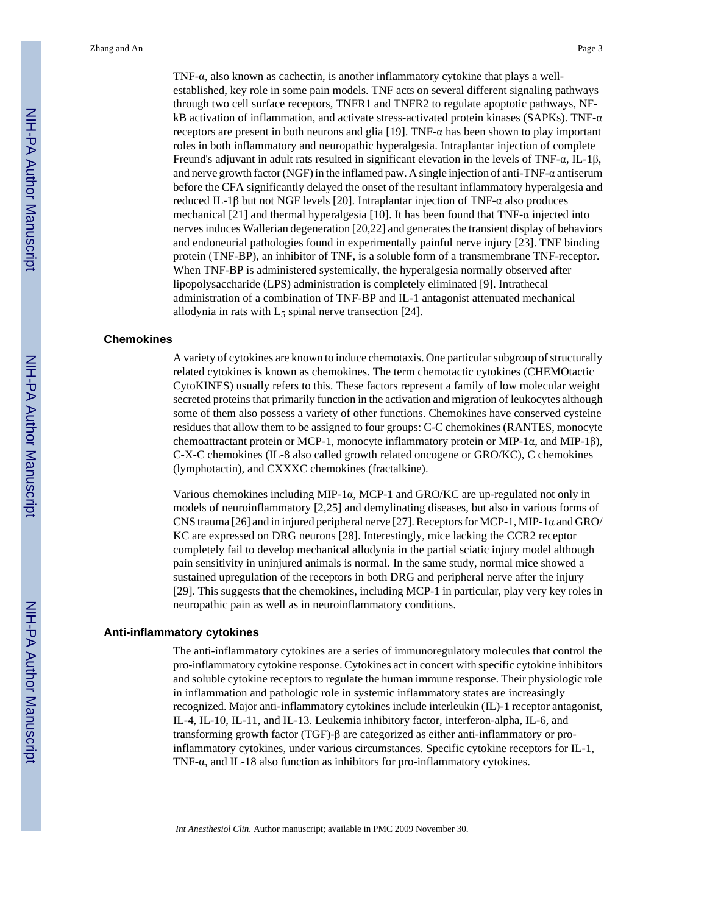TNF-α, also known as cachectin, is another inflammatory cytokine that plays a well-established, key role in some pain models. TNF acts on several different signaling pathways through two cell surface receptors, TNFR1 and TNFR2 to regulate apoptotic pathways, NF-kB activation of inflammation, and activate stress-activated protein kinases (SAPKs). TNF-α receptors are present in both neurons and glia [19]. TNF-α has been shown to play important roles in both inflammatory and neuropathic hyperalgesia. Intraplantar injection of complete Freund's adjuvant in adult rats resulted in significant elevation in the levels of TNF-α, IL-1β, and nerve growth factor (NGF) in the inflamed paw. A single injection of anti-TNF-α antiserum before the CFA significantly delayed the onset of the resultant inflammatory hyperalgesia and reduced IL-1β but not NGF levels [20]. Intraplantar injection of TNF-α also produces mechanical [21] and thermal hyperalgesia [10]. It has been found that TNF-α injected into nerves induces Wallerian degeneration [20,22] and generates the transient display of behaviors and endoneurial pathologies found in experimentally painful nerve injury [23]. TNF binding protein (TNF-BP), an inhibitor of TNF, is a soluble form of a transmembrane TNF-receptor. When TNF-BP is administered systemically, the hyperalgesia normally observed after lipopolysaccharide (LPS) administration is completely eliminated [9]. Intrathecal administration of a combination of TNF-BP and IL-1 antagonist attenuated mechanical allodynia in rats with $L_5$ spinal nerve transection [24].

### Chemokines

A variety of cytokines are known to induce chemotaxis. One particular subgroup of structurally related cytokines is known as chemokines. The term chemotactic cytokines (CHEMOtactic CytoKINES) usually refers to this. These factors represent a family of low molecular weight secreted proteins that primarily function in the activation and migration of leukocytes although some of them also possess a variety of other functions. Chemokines have conserved cysteine residues that allow them to be assigned to four groups: C-C chemokines (RANTES, monocyte chemoattractant protein or MCP-1, monocyte inflammatory protein or MIP-1α, and MIP-1β), C-X-C chemokines (IL-8 also called growth related oncogene or GRO/KC), C chemokines (lymphotactin), and CXXXC chemokines (fractalkine).

Various chemokines including MIP-1α, MCP-1 and GRO/KC are up-regulated not only in models of neuroinflammatory [2,25] and demylinating diseases, but also in various forms of CNS trauma [26] and in injured peripheral nerve [27]. Receptors for MCP-1, MIP-1α and GRO/KC are expressed on DRG neurons [28]. Interestingly, mice lacking the CCR2 receptor completely fail to develop mechanical allodynia in the partial sciatic injury model although pain sensitivity in uninjured animals is normal. In the same study, normal mice showed a sustained upregulation of the receptors in both DRG and peripheral nerve after the injury [29]. This suggests that the chemokines, including MCP-1 in particular, play very key roles in neuropathic pain as well as in neuroinflammatory conditions.

### Anti-inflammatory cytokines

The anti-inflammatory cytokines are a series of immunoregulatory molecules that control the pro-inflammatory cytokine response. Cytokines act in concert with specific cytokine inhibitors and soluble cytokine receptors to regulate the human immune response. Their physiologic role in inflammation and pathologic role in systemic inflammatory states are increasingly recognized. Major anti-inflammatory cytokines include interleukin (IL)-1 receptor antagonist, IL-4, IL-10, IL-11, and IL-13. Leukemia inhibitory factor, interferon-alpha, IL-6, and transforming growth factor (TGF)-β are categorized as either anti-inflammatory or pro-inflammatory cytokines, under various circumstances. Specific cytokine receptors for IL-1, TNF-α, and IL-18 also function as inhibitors for pro-inflammatory cytokines.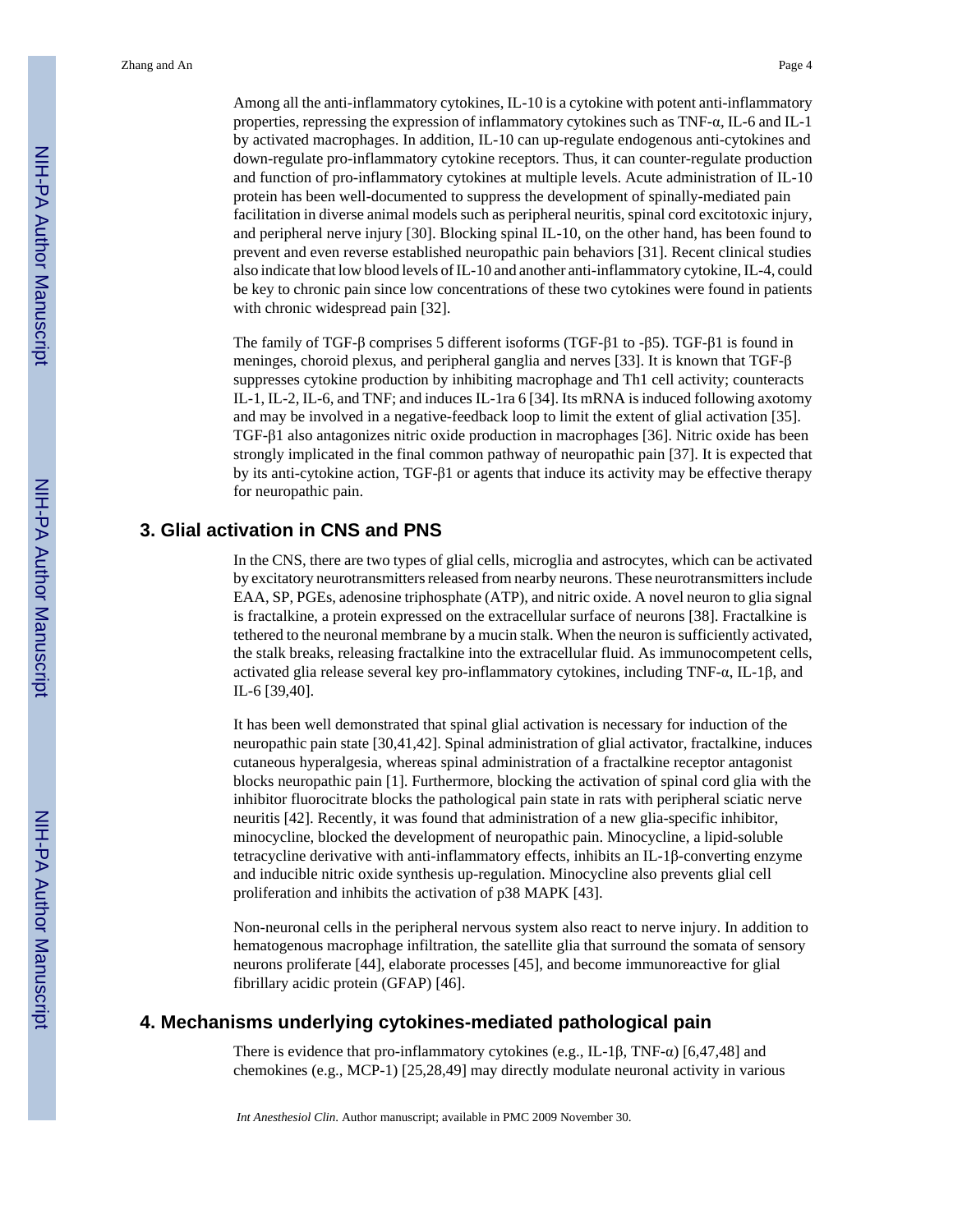Among all the anti-inflammatory cytokines, IL-10 is a cytokine with potent anti-inflammatory properties, repressing the expression of inflammatory cytokines such as TNF-α, IL-6 and IL-1 by activated macrophages. In addition, IL-10 can up-regulate endogenous anti-cytokines and down-regulate pro-inflammatory cytokine receptors. Thus, it can counter-regulate production and function of pro-inflammatory cytokines at multiple levels. Acute administration of IL-10 protein has been well-documented to suppress the development of spinally-mediated pain facilitation in diverse animal models such as peripheral neuritis, spinal cord excitotoxic injury, and peripheral nerve injury [30]. Blocking spinal IL-10, on the other hand, has been found to prevent and even reverse established neuropathic pain behaviors [31]. Recent clinical studies also indicate that low blood levels of IL-10 and another anti-inflammatory cytokine, IL-4, could be key to chronic pain since low concentrations of these two cytokines were found in patients with chronic widespread pain [32].

The family of TGF-β comprises 5 different isoforms (TGF-β1 to -β5). TGF-β1 is found in meninges, choroid plexus, and peripheral ganglia and nerves [33]. It is known that TGF-β suppresses cytokine production by inhibiting macrophage and Th1 cell activity; counteracts IL-1, IL-2, IL-6, and TNF; and induces IL-1ra 6 [34]. Its mRNA is induced following axotomy and may be involved in a negative-feedback loop to limit the extent of glial activation [35]. TGF-β1 also antagonizes nitric oxide production in macrophages [36]. Nitric oxide has been strongly implicated in the final common pathway of neuropathic pain [37]. It is expected that by its anti-cytokine action, TGF-β1 or agents that induce its activity may be effective therapy for neuropathic pain.

## 3. Glial activation in CNS and PNS

In the CNS, there are two types of glial cells, microglia and astrocytes, which can be activated by excitatory neurotransmitters released from nearby neurons. These neurotransmitters include EAA, SP, PGEs, adenosine triphosphate (ATP), and nitric oxide. A novel neuron to glia signal is fractalkine, a protein expressed on the extracellular surface of neurons [38]. Fractalkine is tethered to the neuronal membrane by a mucin stalk. When the neuron is sufficiently activated, the stalk breaks, releasing fractalkine into the extracellular fluid. As immunocompetent cells, activated glia release several key pro-inflammatory cytokines, including TNF-α, IL-1β, and IL-6 [39,40].

It has been well demonstrated that spinal glial activation is necessary for induction of the neuropathic pain state [30,41,42]. Spinal administration of glial activator, fractalkine, induces cutaneous hyperalgesia, whereas spinal administration of a fractalkine receptor antagonist blocks neuropathic pain [1]. Furthermore, blocking the activation of spinal cord glia with the inhibitor fluorocitrate blocks the pathological pain state in rats with peripheral sciatic nerve neuritis [42]. Recently, it was found that administration of a new glia-specific inhibitor, minocycline, blocked the development of neuropathic pain. Minocycline, a lipid-soluble tetracycline derivative with anti-inflammatory effects, inhibits an IL-1β-converting enzyme and inducible nitric oxide synthesis up-regulation. Minocycline also prevents glial cell proliferation and inhibits the activation of p38 MAPK [43].

Non-neuronal cells in the peripheral nervous system also react to nerve injury. In addition to hematogenous macrophage infiltration, the satellite glia that surround the somata of sensory neurons proliferate [44], elaborate processes [45], and become immunoreactive for glial fibrillary acidic protein (GFAP) [46].

## 4. Mechanisms underlying cytokines-mediated pathological pain

There is evidence that pro-inflammatory cytokines (e.g., IL-1β, TNF-α) [6,47,48] and chemokines (e.g., MCP-1) [25,28,49] may directly modulate neuronal activity in various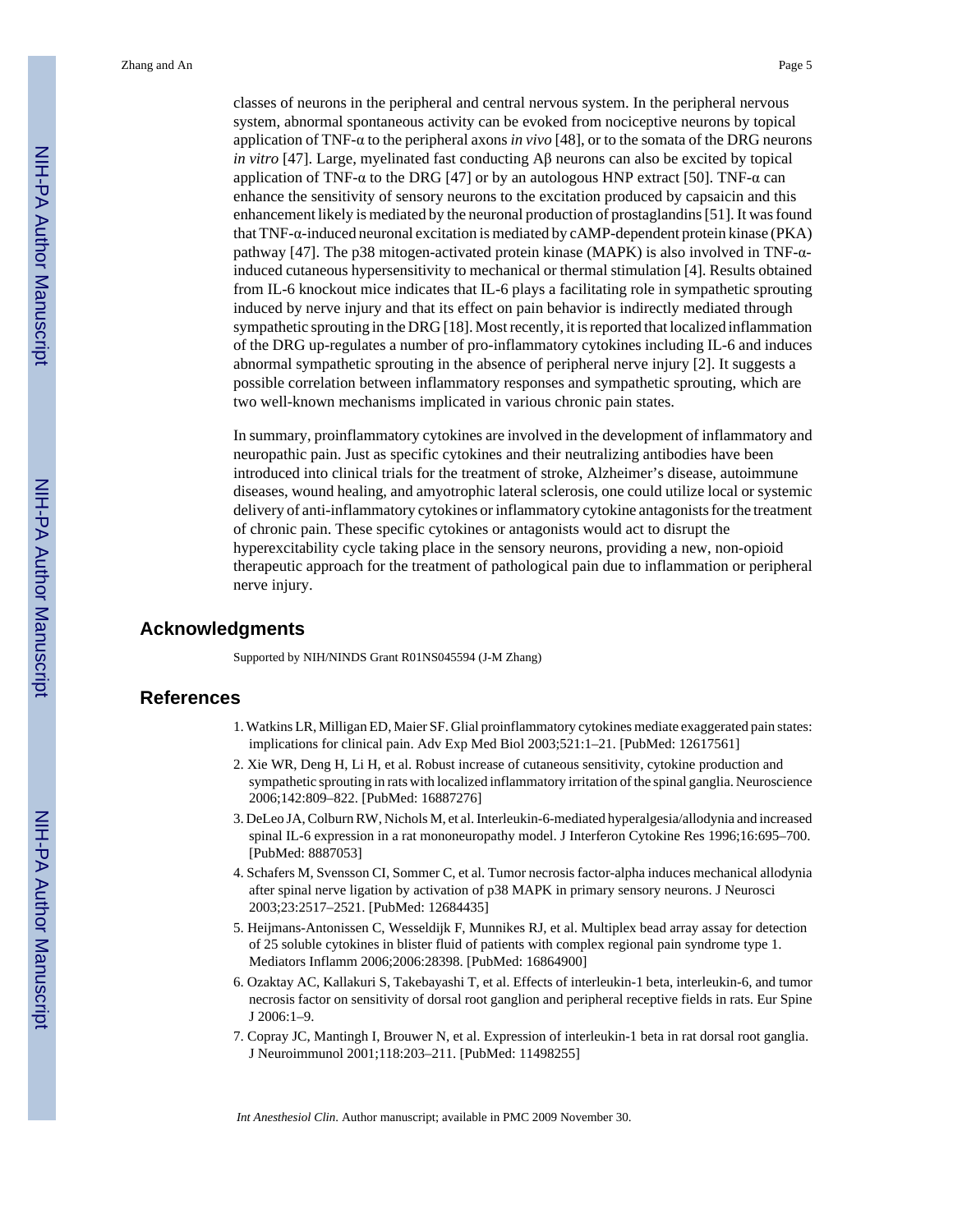classes of neurons in the peripheral and central nervous system. In the peripheral nervous system, abnormal spontaneous activity can be evoked from nociceptive neurons by topical application of TNF-α to the peripheral axons *in vivo* [48], or to the somata of the DRG neurons *in vitro* [47]. Large, myelinated fast conducting Aβ neurons can also be excited by topical application of TNF-α to the DRG [47] or by an autologous HNP extract [50]. TNF-α can enhance the sensitivity of sensory neurons to the excitation produced by capsaicin and this enhancement likely is mediated by the neuronal production of prostaglandins [51]. It was found that TNF-α-induced neuronal excitation is mediated by cAMP-dependent protein kinase (PKA) pathway [47]. The p38 mitogen-activated protein kinase (MAPK) is also involved in TNF-α-induced cutaneous hypersensitivity to mechanical or thermal stimulation [4]. Results obtained from IL-6 knockout mice indicates that IL-6 plays a facilitating role in sympathetic sprouting induced by nerve injury and that its effect on pain behavior is indirectly mediated through sympathetic sprouting in the DRG [18]. Most recently, it is reported that localized inflammation of the DRG up-regulates a number of pro-inflammatory cytokines including IL-6 and induces abnormal sympathetic sprouting in the absence of peripheral nerve injury [2]. It suggests a possible correlation between inflammatory responses and sympathetic sprouting, which are two well-known mechanisms implicated in various chronic pain states.

In summary, proinflammatory cytokines are involved in the development of inflammatory and neuropathic pain. Just as specific cytokines and their neutralizing antibodies have been introduced into clinical trials for the treatment of stroke, Alzheimer's disease, autoimmune diseases, wound healing, and amyotrophic lateral sclerosis, one could utilize local or systemic delivery of anti-inflammatory cytokines or inflammatory cytokine antagonists for the treatment of chronic pain. These specific cytokines or antagonists would act to disrupt the hyperexcitability cycle taking place in the sensory neurons, providing a new, non-opioid therapeutic approach for the treatment of pathological pain due to inflammation or peripheral nerve injury.

## Acknowledgments

Supported by NIH/NINDS Grant R01NS045594 (J-M Zhang)

## References

1. Watkins LR, Milligan ED, Maier SF. Glial proinflammatory cytokines mediate exaggerated pain states: implications for clinical pain. Adv Exp Med Biol 2003;521:1–21. [PubMed: 12617561]
2. Xie WR, Deng H, Li H, et al. Robust increase of cutaneous sensitivity, cytokine production and sympathetic sprouting in rats with localized inflammatory irritation of the spinal ganglia. Neuroscience 2006;142:809–822. [PubMed: 16887276]
3. DeLeo JA, Colburn RW, Nichols M, et al. Interleukin-6-mediated hyperalgesia/allodynia and increased spinal IL-6 expression in a rat mononeuropathy model. J Interferon Cytokine Res 1996;16:695–700. [PubMed: 8887053]
4. Schafers M, Svensson CI, Sommer C, et al. Tumor necrosis factor-alpha induces mechanical allodynia after spinal nerve ligation by activation of p38 MAPK in primary sensory neurons. J Neurosci 2003;23:2517–2521. [PubMed: 12684435]
5. Heijmans-Antonissen C, Wesseldijk F, Munnikes RJ, et al. Multiplex bead array assay for detection of 25 soluble cytokines in blister fluid of patients with complex regional pain syndrome type 1. Mediators Inflamm 2006;2006:28398. [PubMed: 16864900]
6. Ozaktay AC, Kallakuri S, Takebayashi T, et al. Effects of interleukin-1 beta, interleukin-6, and tumor necrosis factor on sensitivity of dorsal root ganglion and peripheral receptive fields in rats. Eur Spine J 2006:1–9.
7. Copray JC, Mantingh I, Brouwer N, et al. Expression of interleukin-1 beta in rat dorsal root ganglia. J Neuroimmunol 2001;118:203–211. [PubMed: 11498255]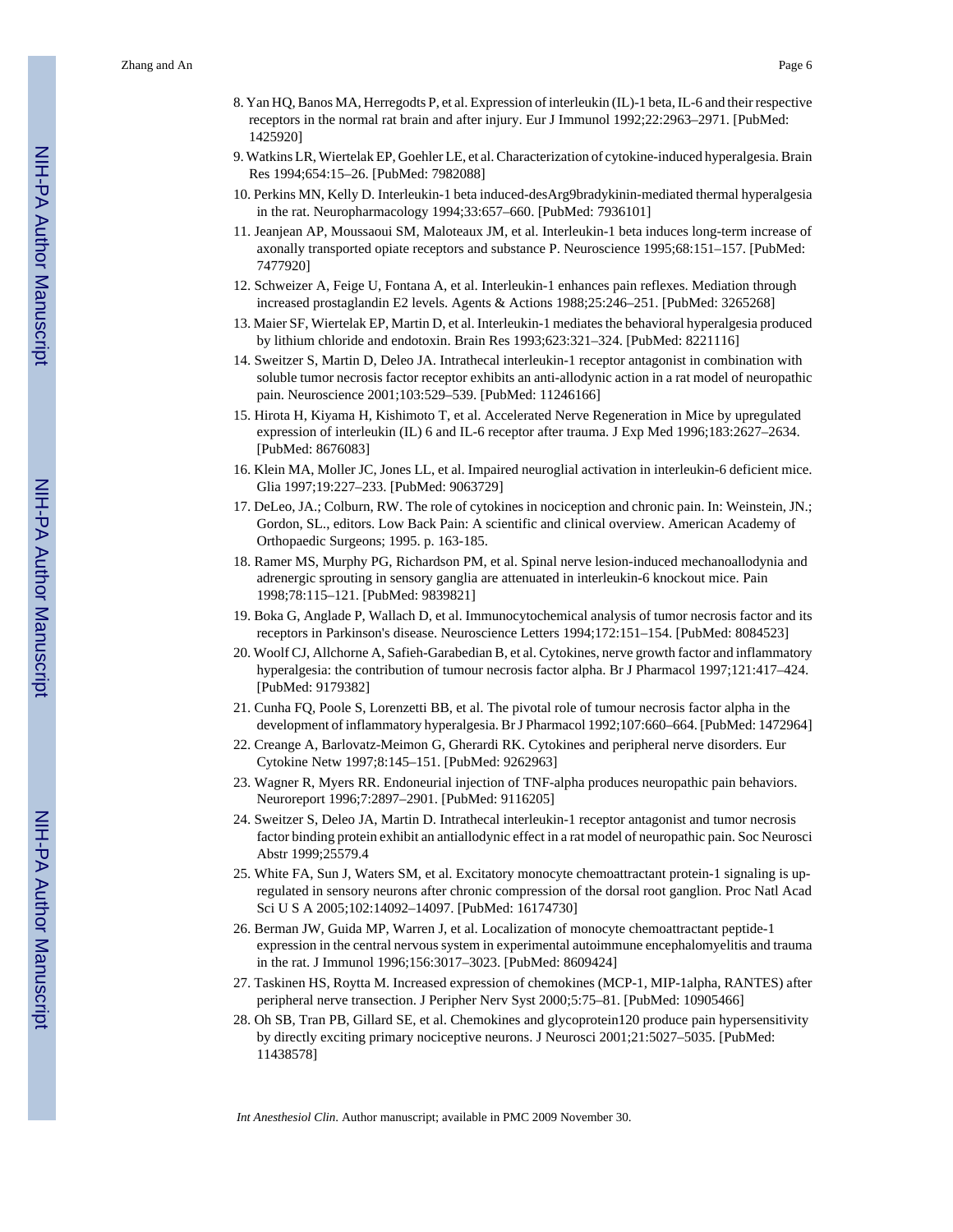8. Yan HQ, Banos MA, Herregodts P, et al. Expression of interleukin (IL)-1 beta, IL-6 and their respective receptors in the normal rat brain and after injury. Eur J Immunol 1992;22:2963–2971. [PubMed: 1425920]
9. Watkins LR, Wiertelak EP, Goehler LE, et al. Characterization of cytokine-induced hyperalgesia. Brain Res 1994;654:15–26. [PubMed: 7982088]
10. Perkins MN, Kelly D. Interleukin-1 beta induced-desArg9bradykinin-mediated thermal hyperalgesia in the rat. Neuropharmacology 1994;33:657–660. [PubMed: 7936101]
11. Jeanjean AP, Moussaoui SM, Maloteaux JM, et al. Interleukin-1 beta induces long-term increase of axonally transported opiate receptors and substance P. Neuroscience 1995;68:151–157. [PubMed: 7477920]
12. Schweizer A, Feige U, Fontana A, et al. Interleukin-1 enhances pain reflexes. Mediation through increased prostaglandin E2 levels. Agents & Actions 1988;25:246–251. [PubMed: 3265268]
13. Maier SF, Wiertelak EP, Martin D, et al. Interleukin-1 mediates the behavioral hyperalgesia produced by lithium chloride and endotoxin. Brain Res 1993;623:321–324. [PubMed: 8221116]
14. Sweitzer S, Martin D, Deleo JA. Intrathecal interleukin-1 receptor antagonist in combination with soluble tumor necrosis factor receptor exhibits an anti-allodynic action in a rat model of neuropathic pain. Neuroscience 2001;103:529–539. [PubMed: 11246166]
15. Hirota H, Kiyama H, Kishimoto T, et al. Accelerated Nerve Regeneration in Mice by upregulated expression of interleukin (IL) 6 and IL-6 receptor after trauma. J Exp Med 1996;183:2627–2634. [PubMed: 8676083]
16. Klein MA, Moller JC, Jones LL, et al. Impaired neuroglial activation in interleukin-6 deficient mice. Glia 1997;19:227–233. [PubMed: 9063729]
17. DeLeo, JA.; Colburn, RW. The role of cytokines in nociception and chronic pain. In: Weinstein, JN.; Gordon, SL., editors. Low Back Pain: A scientific and clinical overview. American Academy of Orthopaedic Surgeons; 1995. p. 163-185.
18. Ramer MS, Murphy PG, Richardson PM, et al. Spinal nerve lesion-induced mechanoallodynia and adrenergic sprouting in sensory ganglia are attenuated in interleukin-6 knockout mice. Pain 1998;78:115–121. [PubMed: 9839821]
19. Boka G, Anglade P, Wallach D, et al. Immunocytochemical analysis of tumor necrosis factor and its receptors in Parkinson's disease. Neuroscience Letters 1994;172:151–154. [PubMed: 8084523]
20. Woolf CJ, Allchorne A, Safieh-Garabedian B, et al. Cytokines, nerve growth factor and inflammatory hyperalgesia: the contribution of tumour necrosis factor alpha. Br J Pharmacol 1997;121:417–424. [PubMed: 9179382]
21. Cunha FQ, Poole S, Lorenzetti BB, et al. The pivotal role of tumour necrosis factor alpha in the development of inflammatory hyperalgesia. Br J Pharmacol 1992;107:660–664. [PubMed: 1472964]
22. Creange A, Barlovatz-Meimon G, Gherardi RK. Cytokines and peripheral nerve disorders. Eur Cytokine Netw 1997;8:145–151. [PubMed: 9262963]
23. Wagner R, Myers RR. Endoneurial injection of TNF-alpha produces neuropathic pain behaviors. Neuroreport 1996;7:2897–2901. [PubMed: 9116205]
24. Sweitzer S, Deleo JA, Martin D. Intrathecal interleukin-1 receptor antagonist and tumor necrosis factor binding protein exhibit an antiallodynic effect in a rat model of neuropathic pain. Soc Neurosci Abstr 1999;25579.4
25. White FA, Sun J, Waters SM, et al. Excitatory monocyte chemoattractant protein-1 signaling is up-regulated in sensory neurons after chronic compression of the dorsal root ganglion. Proc Natl Acad Sci U S A 2005;102:14092–14097. [PubMed: 16174730]
26. Berman JW, Guida MP, Warren J, et al. Localization of monocyte chemoattractant peptide-1 expression in the central nervous system in experimental autoimmune encephalomyelitis and trauma in the rat. J Immunol 1996;156:3017–3023. [PubMed: 8609424]
27. Taskinen HS, Roytta M. Increased expression of chemokines (MCP-1, MIP-1alpha, RANTES) after peripheral nerve transection. J Peripher Nerv Syst 2000;5:75–81. [PubMed: 10905466]
28. Oh SB, Tran PB, Gillard SE, et al. Chemokines and glycoprotein120 produce pain hypersensitivity by directly exciting primary nociceptive neurons. J Neurosci 2001;21:5027–5035. [PubMed: 11438578]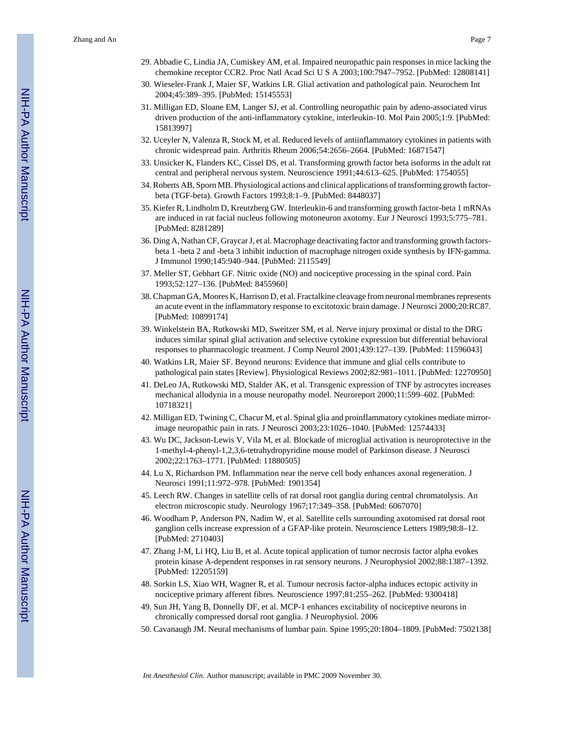29. Abbadie C, Lindia JA, Cumiskey AM, et al. Impaired neuropathic pain responses in mice lacking the chemokine receptor CCR2. Proc Natl Acad Sci U S A 2003;100:7947–7952. [PubMed: 12808141]
30. Wieseler-Frank J, Maier SF, Watkins LR. Glial activation and pathological pain. Neurochem Int 2004;45:389–395. [PubMed: 15145553]
31. Milligan ED, Sloane EM, Langer SJ, et al. Controlling neuropathic pain by adeno-associated virus driven production of the anti-inflammatory cytokine, interleukin-10. Mol Pain 2005;1:9. [PubMed: 15813997]
32. Uceyler N, Valenza R, Stock M, et al. Reduced levels of antiinflammatory cytokines in patients with chronic widespread pain. Arthritis Rheum 2006;54:2656–2664. [PubMed: 16871547]
33. Unsicker K, Flanders KC, Cissel DS, et al. Transforming growth factor beta isoforms in the adult rat central and peripheral nervous system. Neuroscience 1991;44:613–625. [PubMed: 1754055]
34. Roberts AB, Sporn MB. Physiological actions and clinical applications of transforming growth factor-beta (TGF-beta). Growth Factors 1993;8:1–9. [PubMed: 8448037]
35. Kiefer R, Lindholm D, Kreutzberg GW. Interleukin-6 and transforming growth factor-beta 1 mRNAs are induced in rat facial nucleus following motoneuron axotomy. Eur J Neurosci 1993;5:775–781. [PubMed: 8281289]
36. Ding A, Nathan CF, Graycar J, et al. Macrophage deactivating factor and transforming growth factors-beta 1 -beta 2 and -beta 3 inhibit induction of macrophage nitrogen oxide synthesis by IFN-gamma. J Immunol 1990;145:940–944. [PubMed: 2115549]
37. Meller ST, Gebhart GF. Nitric oxide (NO) and nociceptive processing in the spinal cord. Pain 1993;52:127–136. [PubMed: 8455960]
38. Chapman GA, Moores K, Harrison D, et al. Fractalkine cleavage from neuronal membranes represents an acute event in the inflammatory response to excitotoxic brain damage. J Neurosci 2000;20:RC87. [PubMed: 10899174]
39. Winkelstein BA, Rutkowski MD, Sweitzer SM, et al. Nerve injury proximal or distal to the DRG induces similar spinal glial activation and selective cytokine expression but differential behavioral responses to pharmacologic treatment. J Comp Neurol 2001;439:127–139. [PubMed: 11596043]
40. Watkins LR, Maier SF. Beyond neurons: Evidence that immune and glial cells contribute to pathological pain states [Review]. Physiological Reviews 2002;82:981–1011. [PubMed: 12270950]
41. DeLeo JA, Rutkowski MD, Stalder AK, et al. Transgenic expression of TNF by astrocytes increases mechanical allodynia in a mouse neuropathy model. Neuroreport 2000;11:599–602. [PubMed: 10718321]
42. Milligan ED, Twining C, Chacur M, et al. Spinal glia and proinflammatory cytokines mediate mirror-image neuropathic pain in rats. J Neurosci 2003;23:1026–1040. [PubMed: 12574433]
43. Wu DC, Jackson-Lewis V, Vila M, et al. Blockade of microglial activation is neuroprotective in the 1-methyl-4-phenyl-1,2,3,6-tetrahydropyridine mouse model of Parkinson disease. J Neurosci 2002;22:1763–1771. [PubMed: 11880505]
44. Lu X, Richardson PM. Inflammation near the nerve cell body enhances axonal regeneration. J Neurosci 1991;11:972–978. [PubMed: 1901354]
45. Leech RW. Changes in satellite cells of rat dorsal root ganglia during central chromatolysis. An electron microscopic study. Neurology 1967;17:349–358. [PubMed: 6067070]
46. Woodham P, Anderson PN, Nadim W, et al. Satellite cells surrounding axotomised rat dorsal root ganglion cells increase expression of a GFAP-like protein. Neuroscience Letters 1989;98:8–12. [PubMed: 2710403]
47. Zhang J-M, Li HQ, Liu B, et al. Acute topical application of tumor necrosis factor alpha evokes protein kinase A-dependent responses in rat sensory neurons. J Neurophysiol 2002;88:1387–1392. [PubMed: 12205159]
48. Sorkin LS, Xiao WH, Wagner R, et al. Tumour necrosis factor-alpha induces ectopic activity in nociceptive primary afferent fibres. Neuroscience 1997;81:255–262. [PubMed: 9300418]
49. Sun JH, Yang B, Donnelly DF, et al. MCP-1 enhances excitability of nociceptive neurons in chronically compressed dorsal root ganglia. J Neurophysiol. 2006
50. Cavanaugh JM. Neural mechanisms of lumbar pain. Spine 1995;20:1804–1809. [PubMed: 7502138]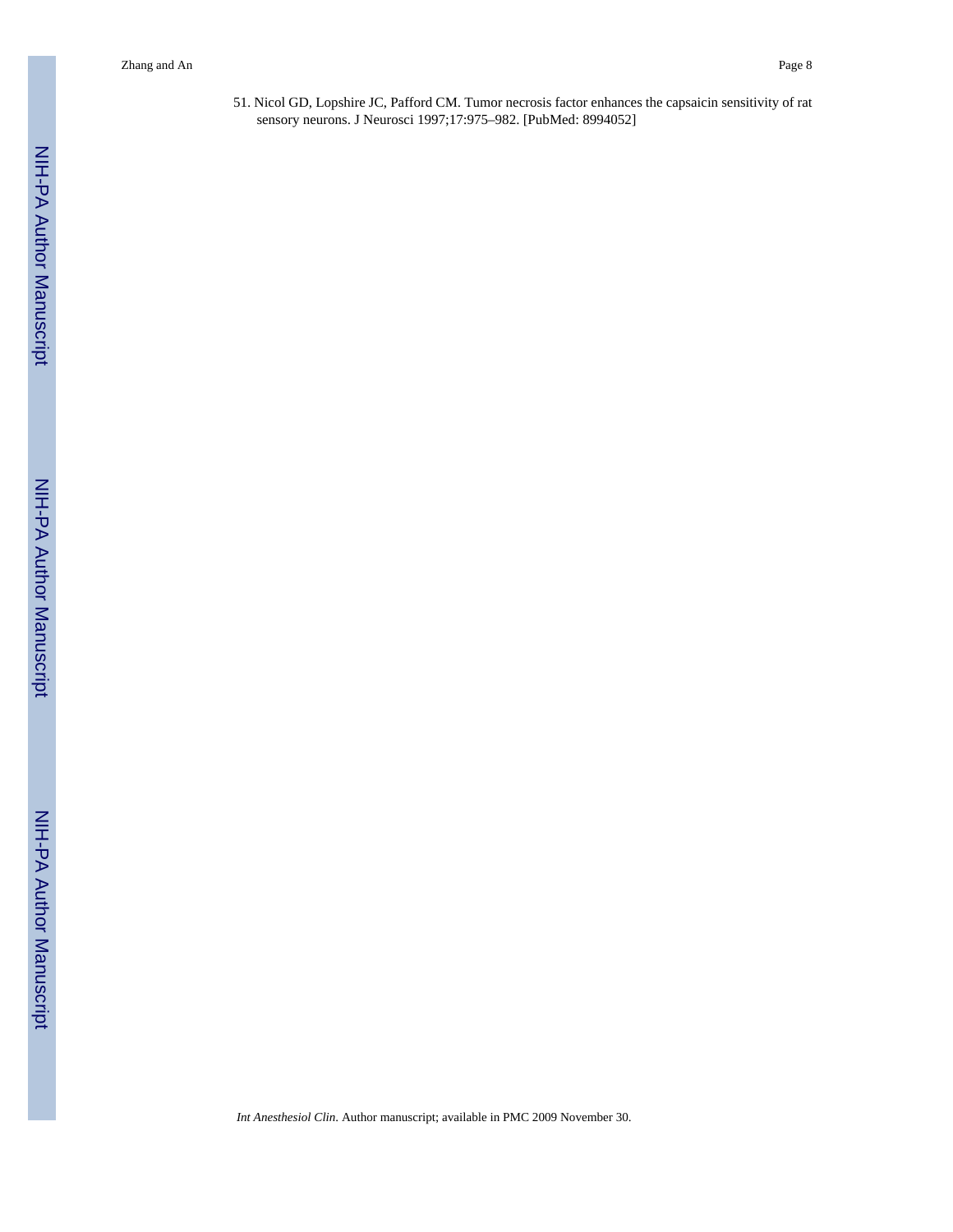51. Nicol GD, Lopshire JC, Pafford CM. Tumor necrosis factor enhances the capsaicin sensitivity of rat sensory neurons. J Neurosci 1997;17:975–982. [PubMed: 8994052]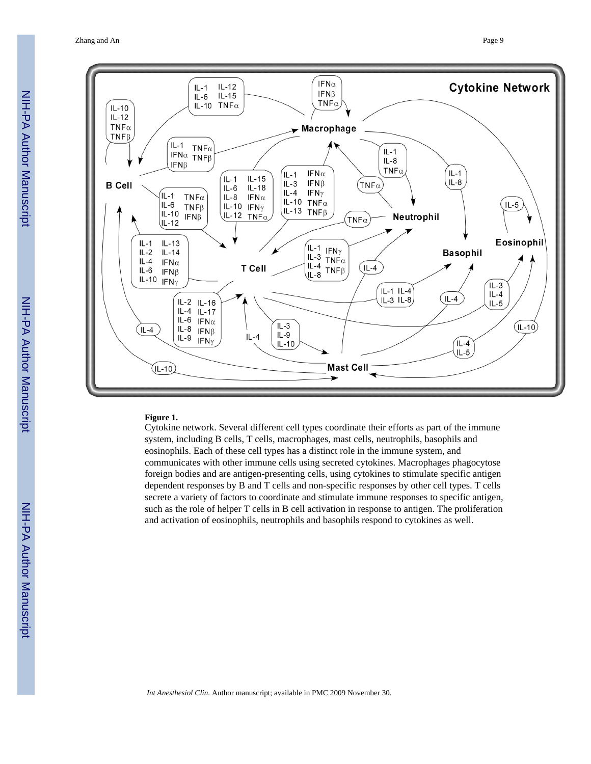**Figure 1.**

Cytokine network. Several different cell types coordinate their efforts as part of the immune system, including B cells, T cells, macrophages, mast cells, neutrophils, basophils and eosinophils. Each of these cell types has a distinct role in the immune system, and communicates with other immune cells using secreted cytokines. Macrophages phagocytose foreign bodies and are antigen-presenting cells, using cytokines to stimulate specific antigen dependent responses by B and T cells and non-specific responses by other cell types. T cells secrete a variety of factors to coordinate and stimulate immune responses to specific antigen, such as the role of helper T cells in B cell activation in response to antigen. The proliferation and activation of eosinophils, neutrophils and basophils respond to cytokines as well.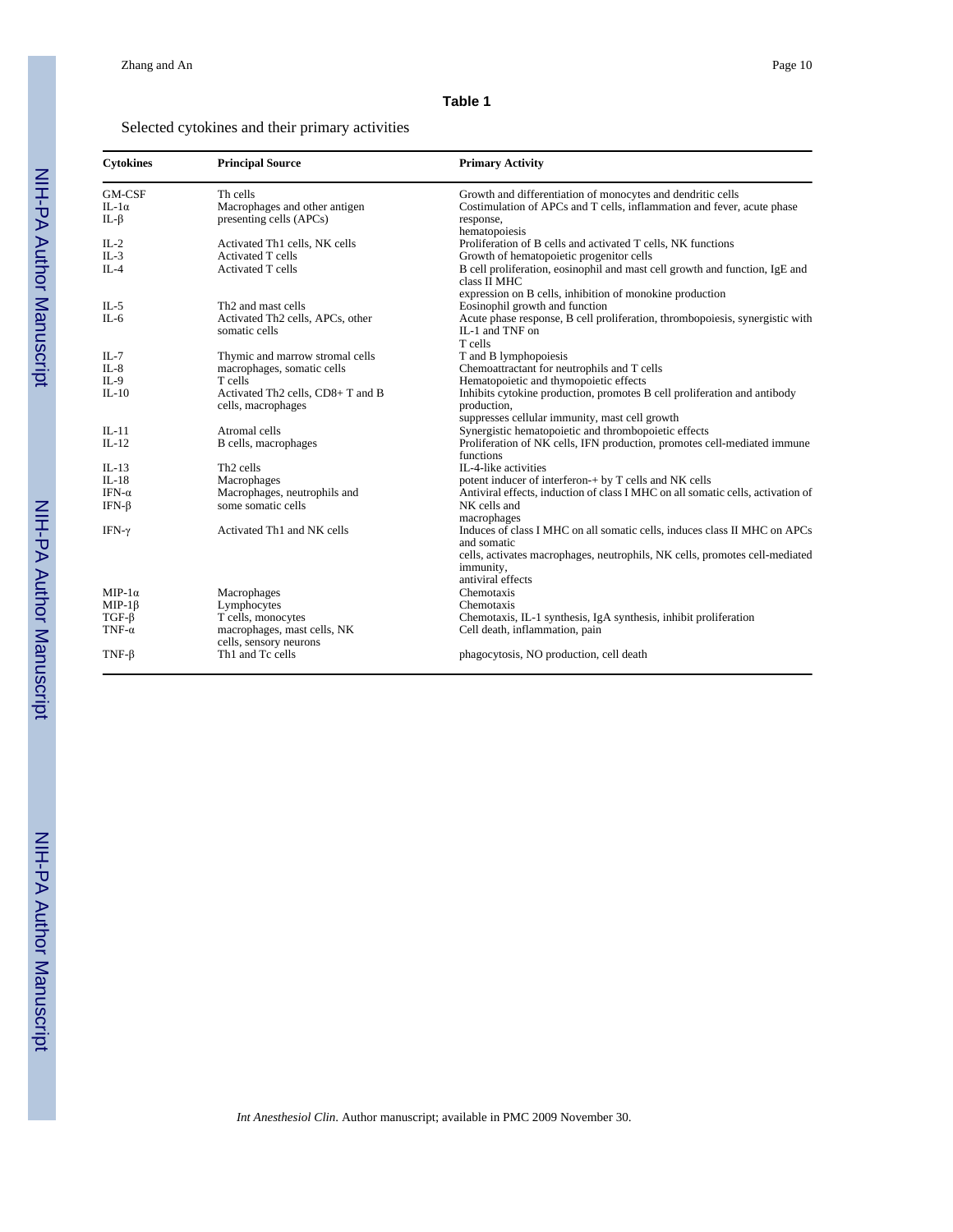**Table 1**

Selected cytokines and their primary activities

| Cytokines | Principal Source | Primary Activity |
|---|---|---|
| GM-CSF | Th cells | Growth and differentiation of monocytes and dendritic cells |
| IL-1α<br>IL-β | Macrophages and other antigen presenting cells (APCs) | Costimulation of APCs and T cells, inflammation and fever, acute phase response, hematopoiesis |
| IL-2 | Activated Th1 cells, NK cells | Proliferation of B cells and activated T cells, NK functions |
| IL-3 | Activated T cells | Growth of hematopoietic progenitor cells |
| IL-4 | Activated T cells | B cell proliferation, eosinophil and mast cell growth and function, IgE and class II MHC expression on B cells, inhibition of monokine production |
| IL-5 | Th2 and mast cells | Eosinophil growth and function |
| IL-6 | Activated Th2 cells, APCs, other somatic cells | Acute phase response, B cell proliferation, thrombopoiesis, synergistic with IL-1 and TNF on T cells |
| IL-7 | Thymic and marrow stromal cells | T and B lymphopoiesis |
| IL-8 | macrophages, somatic cells | Chemoattractant for neutrophils and T cells |
| IL-9 | T cells | Hematopoietic and thymopoietic effects |
| IL-10 | Activated Th2 cells, CD8+ T and B cells, macrophages | Inhibits cytokine production, promotes B cell proliferation and antibody production, suppresses cellular immunity, mast cell growth |
| IL-11 | Atromal cells | Synergistic hematopoietic and thrombopoietic effects |
| IL-12 | B cells, macrophages | Proliferation of NK cells, IFN production, promotes cell-mediated immune functions |
| IL-13 | Th2 cells | IL-4-like activities |
| IL-18 | Macrophages | potent inducer of interferon-+ by T cells and NK cells |
| IFN-α<br>IFN-β | Macrophages, neutrophils and some somatic cells | Antiviral effects, induction of class I MHC on all somatic cells, activation of NK cells and macrophages |
| IFN-γ | Activated Th1 and NK cells | Induces of class I MHC on all somatic cells, induces class II MHC on APCs and somatic cells, activates macrophages, neutrophils, NK cells, promotes cell-mediated immunity, antiviral effects |
| MIP-1α | Macrophages | Chemotaxis |
| MIP-1β | Lymphocytes | Chemotaxis |
| TGF-β | T cells, monocytes | Chemotaxis, IL-1 synthesis, IgA synthesis, inhibit proliferation |
| TNF-α | macrophages, mast cells, NK cells, sensory neurons | Cell death, inflammation, pain |
| TNF-β | Th1 and Tc cells | phagocytosis, NO production, cell death |